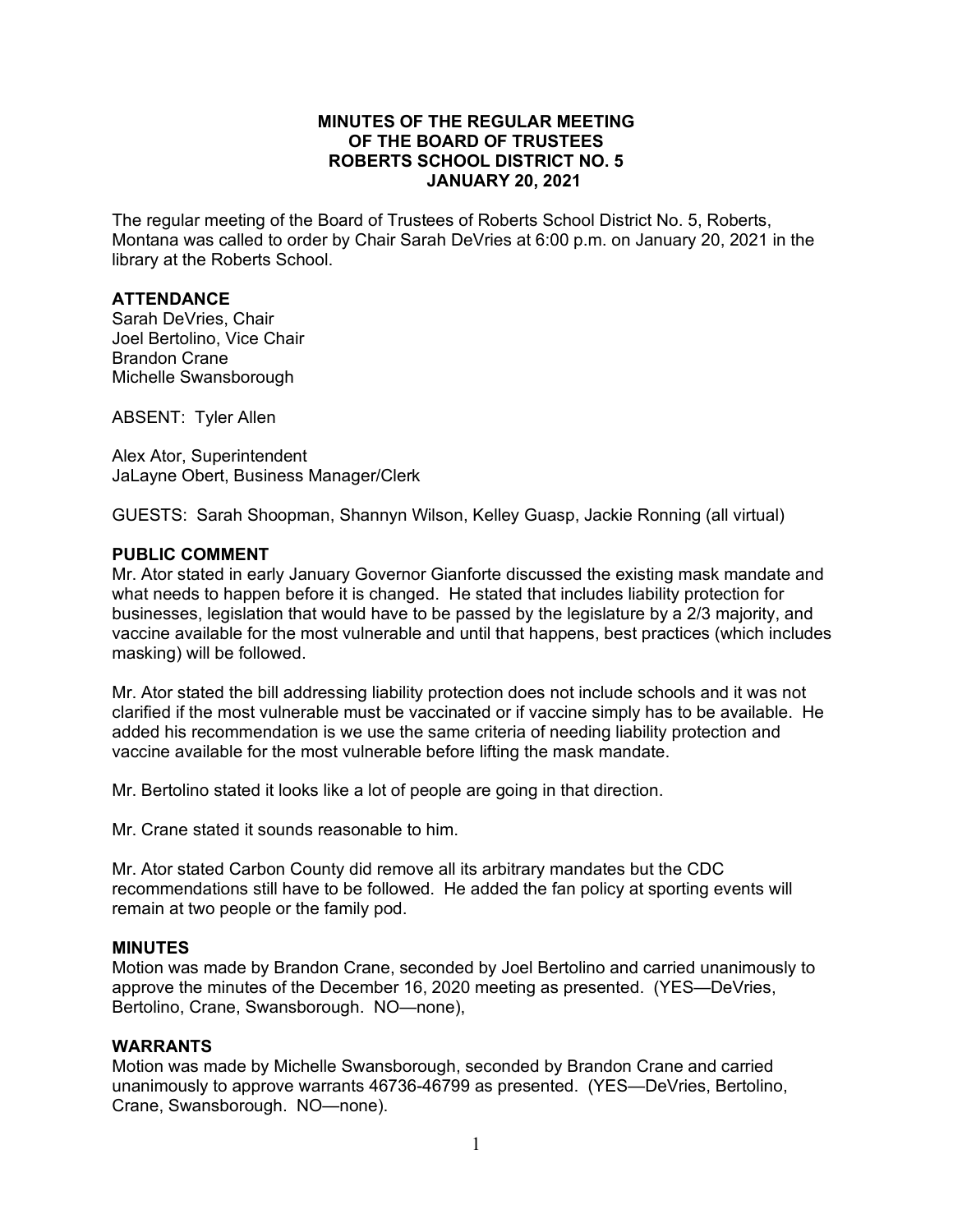# MINUTES OF THE REGULAR MEETING OF THE BOARD OF TRUSTEES ROBERTS SCHOOL DISTRICT NO. 5 JANUARY 20, 2021

The regular meeting of the Board of Trustees of Roberts School District No. 5, Roberts, Montana was called to order by Chair Sarah DeVries at 6:00 p.m. on January 20, 2021 in the library at the Roberts School.

## ATTENDANCE

Sarah DeVries, Chair
Joel Bertolino, Vice Chair
Brandon Crane
Michelle Swansborough

ABSENT: Tyler Allen

Alex Ator, Superintendent
JaLayne Obert, Business Manager/Clerk

GUESTS: Sarah Shoopman, Shannyn Wilson, Kelley Guasp, Jackie Ronning (all virtual)

## PUBLIC COMMENT

Mr. Ator stated in early January Governor Gianforte discussed the existing mask mandate and what needs to happen before it is changed. He stated that includes liability protection for businesses, legislation that would have to be passed by the legislature by a 2/3 majority, and vaccine available for the most vulnerable and until that happens, best practices (which includes masking) will be followed.

Mr. Ator stated the bill addressing liability protection does not include schools and it was not clarified if the most vulnerable must be vaccinated or if vaccine simply has to be available. He added his recommendation is we use the same criteria of needing liability protection and vaccine available for the most vulnerable before lifting the mask mandate.

Mr. Bertolino stated it looks like a lot of people are going in that direction.

Mr. Crane stated it sounds reasonable to him.

Mr. Ator stated Carbon County did remove all its arbitrary mandates but the CDC recommendations still have to be followed. He added the fan policy at sporting events will remain at two people or the family pod.

## MINUTES

Motion was made by Brandon Crane, seconded by Joel Bertolino and carried unanimously to approve the minutes of the December 16, 2020 meeting as presented. (YES—DeVries, Bertolino, Crane, Swansborough. NO—none),

## WARRANTS

Motion was made by Michelle Swansborough, seconded by Brandon Crane and carried unanimously to approve warrants 46736-46799 as presented. (YES—DeVries, Bertolino, Crane, Swansborough. NO—none).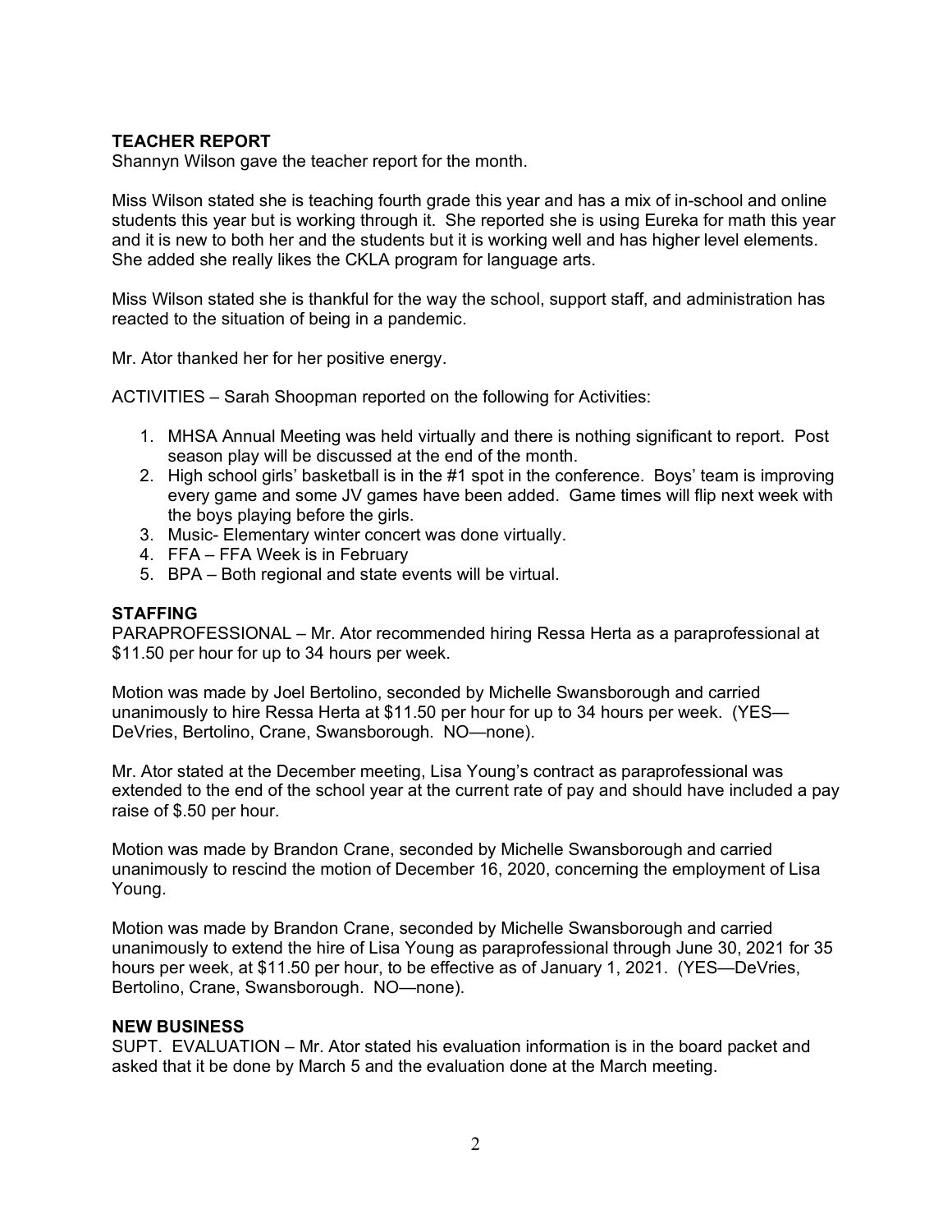## TEACHER REPORT

Shannyn Wilson gave the teacher report for the month.

Miss Wilson stated she is teaching fourth grade this year and has a mix of in-school and online students this year but is working through it. She reported she is using Eureka for math this year and it is new to both her and the students but it is working well and has higher level elements. She added she really likes the CKLA program for language arts.

Miss Wilson stated she is thankful for the way the school, support staff, and administration has reacted to the situation of being in a pandemic.

Mr. Ator thanked her for her positive energy.

ACTIVITIES – Sarah Shoopman reported on the following for Activities:

1. MHSA Annual Meeting was held virtually and there is nothing significant to report. Post season play will be discussed at the end of the month.
2. High school girls' basketball is in the #1 spot in the conference. Boys' team is improving every game and some JV games have been added. Game times will flip next week with the boys playing before the girls.
3. Music- Elementary winter concert was done virtually.
4. FFA – FFA Week is in February
5. BPA – Both regional and state events will be virtual.

## STAFFING

PARAPROFESSIONAL – Mr. Ator recommended hiring Ressa Herta as a paraprofessional at $11.50 per hour for up to 34 hours per week.

Motion was made by Joel Bertolino, seconded by Michelle Swansborough and carried unanimously to hire Ressa Herta at $11.50 per hour for up to 34 hours per week. (YES—DeVries, Bertolino, Crane, Swansborough. NO—none).

Mr. Ator stated at the December meeting, Lisa Young's contract as paraprofessional was extended to the end of the school year at the current rate of pay and should have included a pay raise of $.50 per hour.

Motion was made by Brandon Crane, seconded by Michelle Swansborough and carried unanimously to rescind the motion of December 16, 2020, concerning the employment of Lisa Young.

Motion was made by Brandon Crane, seconded by Michelle Swansborough and carried unanimously to extend the hire of Lisa Young as paraprofessional through June 30, 2021 for 35 hours per week, at $11.50 per hour, to be effective as of January 1, 2021. (YES—DeVries, Bertolino, Crane, Swansborough. NO—none).

## NEW BUSINESS

SUPT. EVALUATION – Mr. Ator stated his evaluation information is in the board packet and asked that it be done by March 5 and the evaluation done at the March meeting.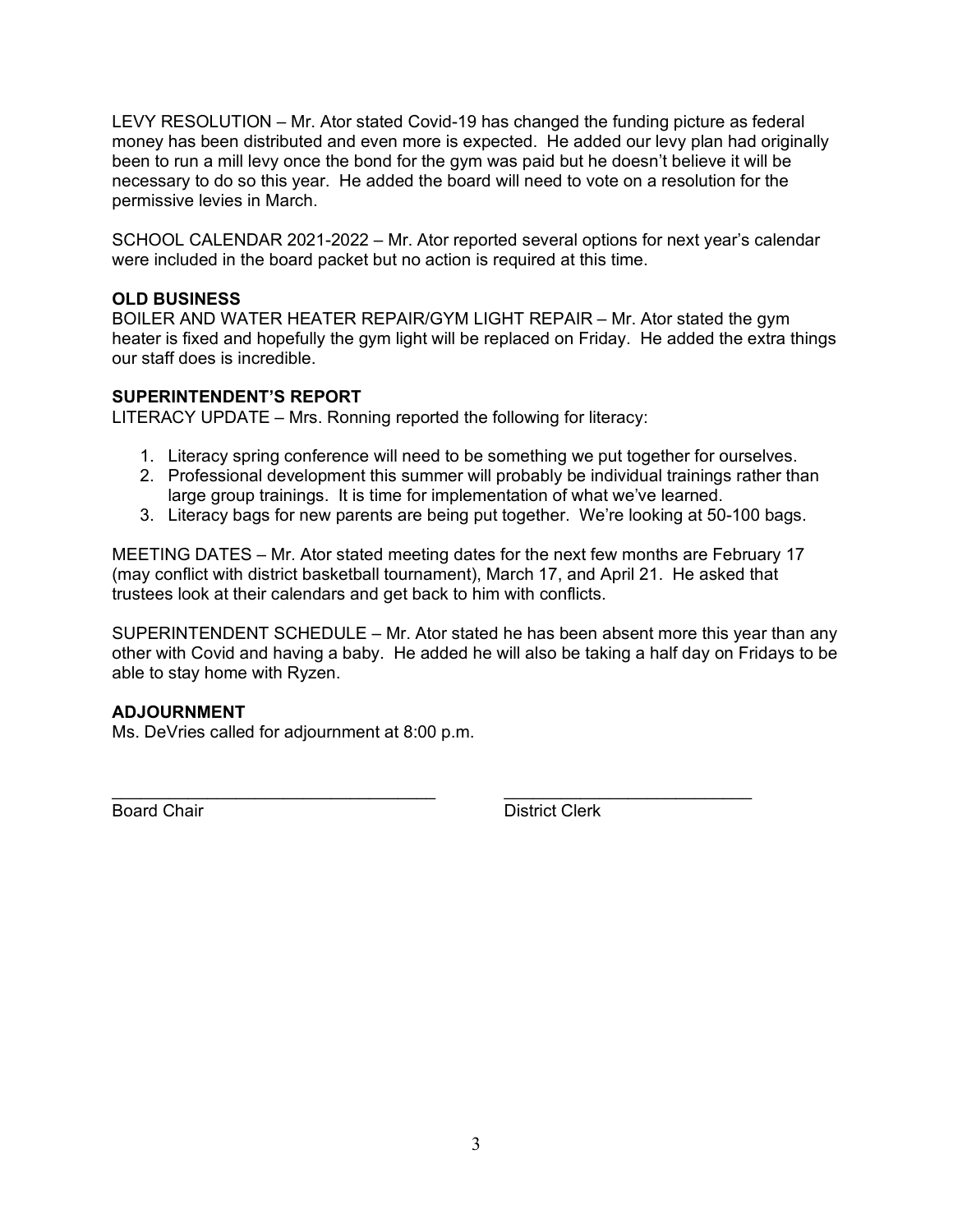LEVY RESOLUTION – Mr. Ator stated Covid-19 has changed the funding picture as federal money has been distributed and even more is expected. He added our levy plan had originally been to run a mill levy once the bond for the gym was paid but he doesn't believe it will be necessary to do so this year. He added the board will need to vote on a resolution for the permissive levies in March.

SCHOOL CALENDAR 2021-2022 – Mr. Ator reported several options for next year's calendar were included in the board packet but no action is required at this time.

**OLD BUSINESS**

BOILER AND WATER HEATER REPAIR/GYM LIGHT REPAIR – Mr. Ator stated the gym heater is fixed and hopefully the gym light will be replaced on Friday. He added the extra things our staff does is incredible.

**SUPERINTENDENT'S REPORT**

LITERACY UPDATE – Mrs. Ronning reported the following for literacy:

1. Literacy spring conference will need to be something we put together for ourselves.
2. Professional development this summer will probably be individual trainings rather than large group trainings. It is time for implementation of what we've learned.
3. Literacy bags for new parents are being put together. We're looking at 50-100 bags.

MEETING DATES – Mr. Ator stated meeting dates for the next few months are February 17 (may conflict with district basketball tournament), March 17, and April 21. He asked that trustees look at their calendars and get back to him with conflicts.

SUPERINTENDENT SCHEDULE – Mr. Ator stated he has been absent more this year than any other with Covid and having a baby. He added he will also be taking a half day on Fridays to be able to stay home with Ryzen.

**ADJOURNMENT**

Ms. DeVries called for adjournment at 8:00 p.m.

\_\_\_\_\_\_\_\_\_\_\_\_\_\_\_\_\_\_\_\_\_\_\_\_\_\_\_\_\_\_\_\_\_\_ \_\_\_\_\_\_\_\_\_\_\_\_\_\_\_\_\_\_\_\_\_\_\_\_\_\_

Board Chair District Clerk